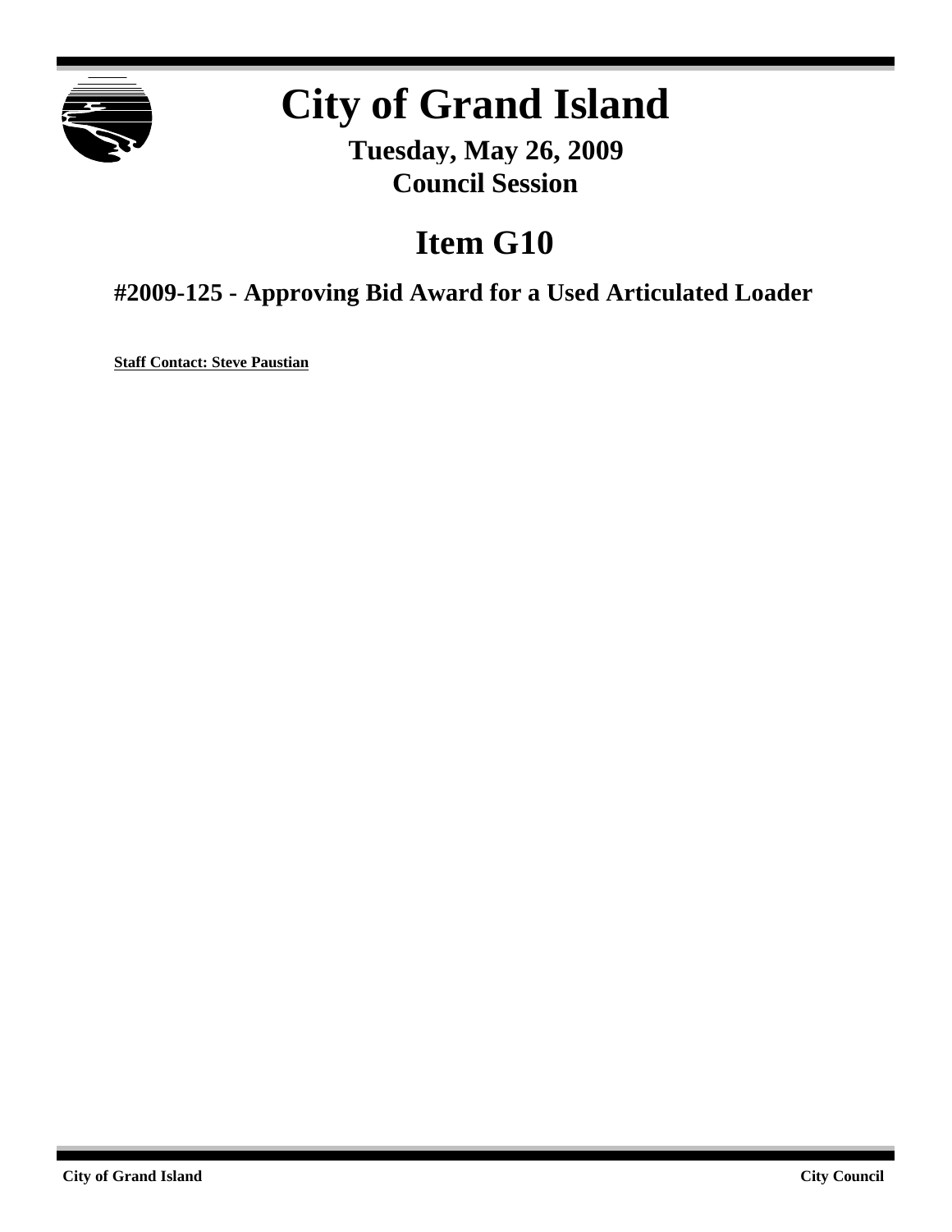# City of Grand Island

**Tuesday, May 26, 2009**
**Council Session**

## Item G10

### #2009-125 - Approving Bid Award for a Used Articulated Loader

**Staff Contact: Steve Paustian**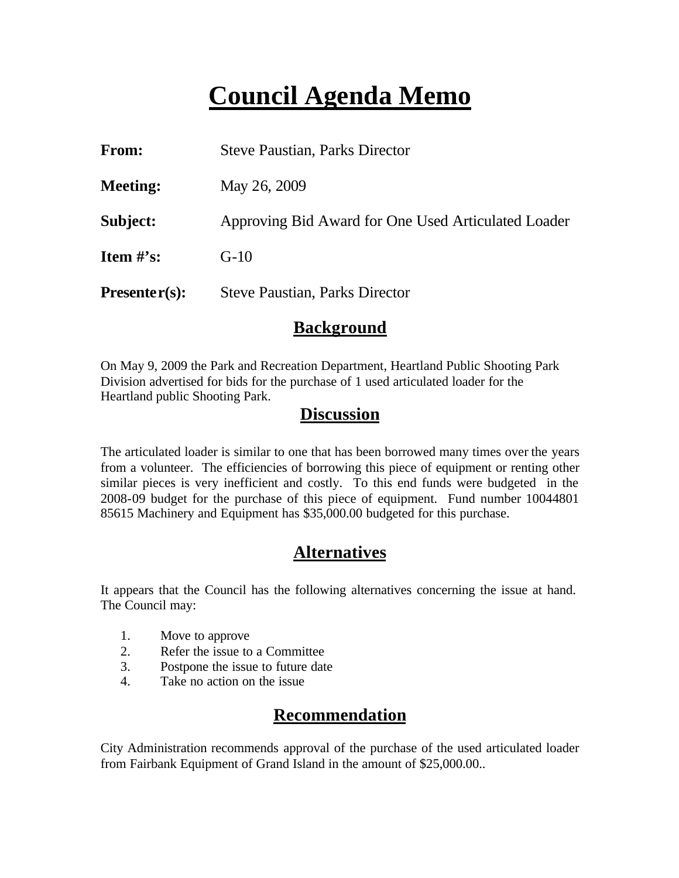# Council Agenda Memo

**From:** Steve Paustian, Parks Director

**Meeting:** May 26, 2009

**Subject:** Approving Bid Award for One Used Articulated Loader

**Item #'s:** G-10

**Presenter(s):** Steve Paustian, Parks Director

## Background

On May 9, 2009 the Park and Recreation Department, Heartland Public Shooting Park Division advertised for bids for the purchase of 1 used articulated loader for the Heartland public Shooting Park.

## Discussion

The articulated loader is similar to one that has been borrowed many times over the years from a volunteer. The efficiencies of borrowing this piece of equipment or renting other similar pieces is very inefficient and costly. To this end funds were budgeted in the 2008-09 budget for the purchase of this piece of equipment. Fund number 10044801 85615 Machinery and Equipment has $35,000.00 budgeted for this purchase.

## Alternatives

It appears that the Council has the following alternatives concerning the issue at hand. The Council may:

1. Move to approve
2. Refer the issue to a Committee
3. Postpone the issue to future date
4. Take no action on the issue

## Recommendation

City Administration recommends approval of the purchase of the used articulated loader from Fairbank Equipment of Grand Island in the amount of $25,000.00..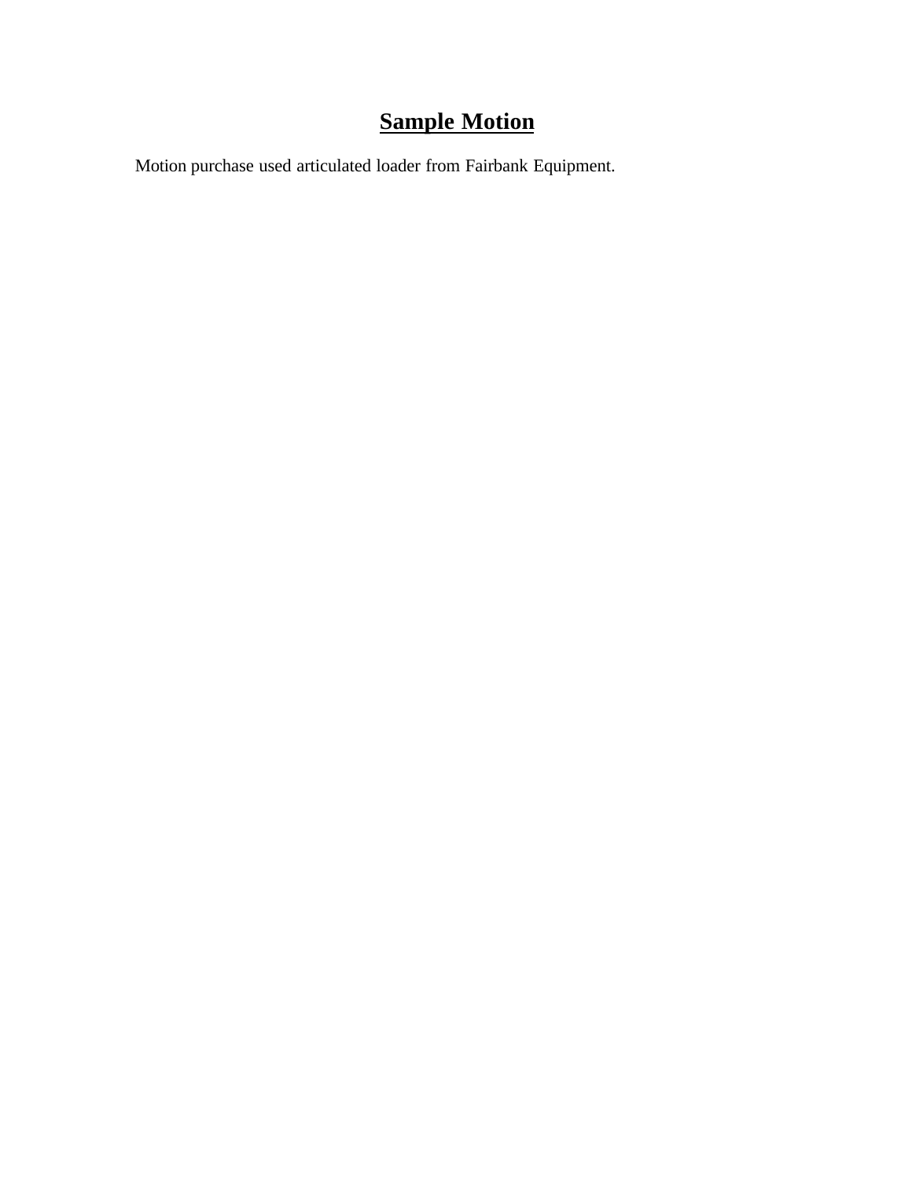# **Sample Motion**

Motion purchase used articulated loader from Fairbank Equipment.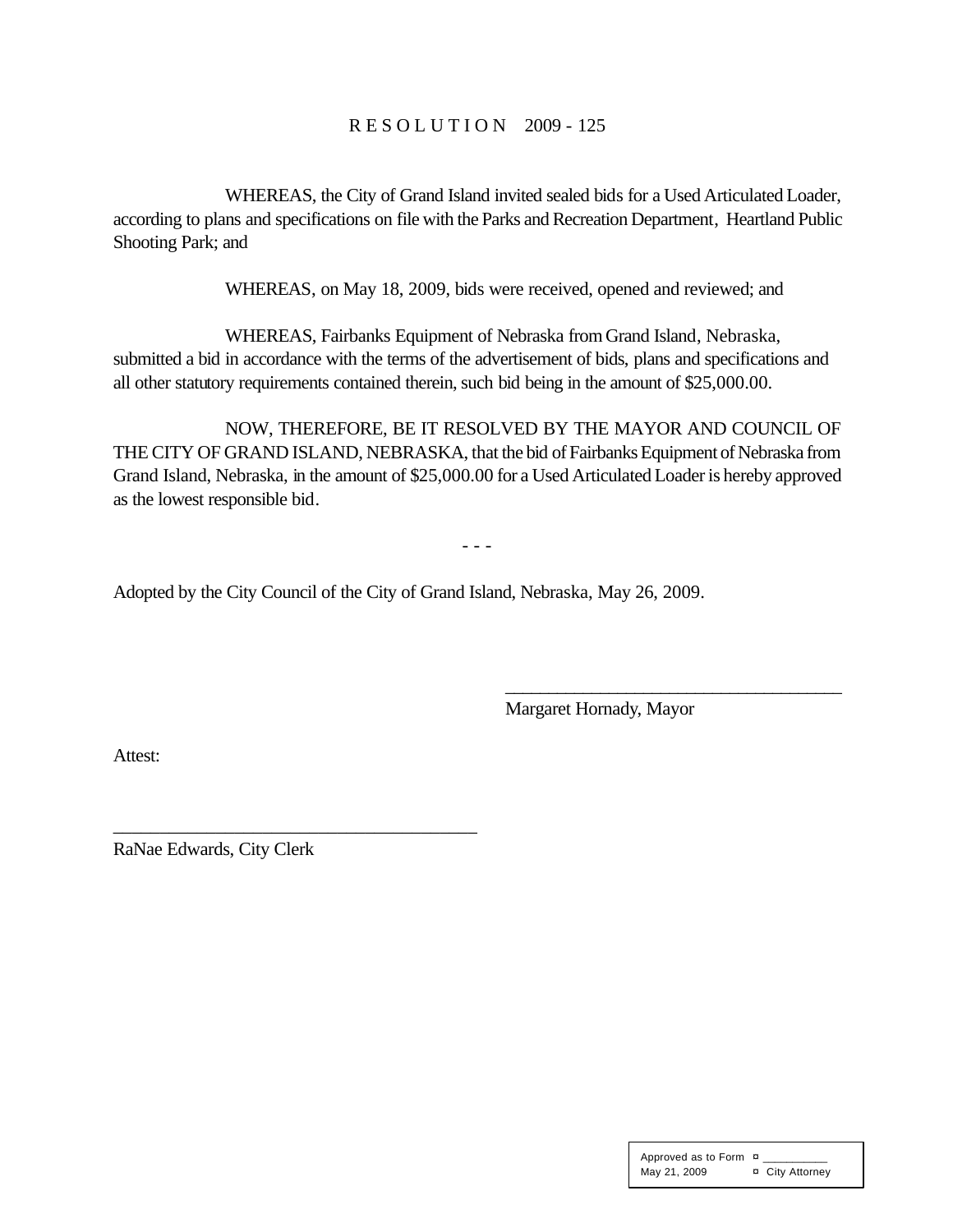# R E S O L U T I O N 2009 - 125

WHEREAS, the City of Grand Island invited sealed bids for a Used Articulated Loader, according to plans and specifications on file with the Parks and Recreation Department, Heartland Public Shooting Park; and

WHEREAS, on May 18, 2009, bids were received, opened and reviewed; and

WHEREAS, Fairbanks Equipment of Nebraska from Grand Island, Nebraska, submitted a bid in accordance with the terms of the advertisement of bids, plans and specifications and all other statutory requirements contained therein, such bid being in the amount of $25,000.00.

NOW, THEREFORE, BE IT RESOLVED BY THE MAYOR AND COUNCIL OF THE CITY OF GRAND ISLAND, NEBRASKA, that the bid of Fairbanks Equipment of Nebraska from Grand Island, Nebraska, in the amount of $25,000.00 for a Used Articulated Loader is hereby approved as the lowest responsible bid.

- - -

Adopted by the City Council of the City of Grand Island, Nebraska, May 26, 2009.

_____________________________________
Margaret Hornady, Mayor

Attest:

_____________________________________
RaNae Edwards, City Clerk

Approved as to Form ¤ ___________
May 21, 2009 ¤ City Attorney